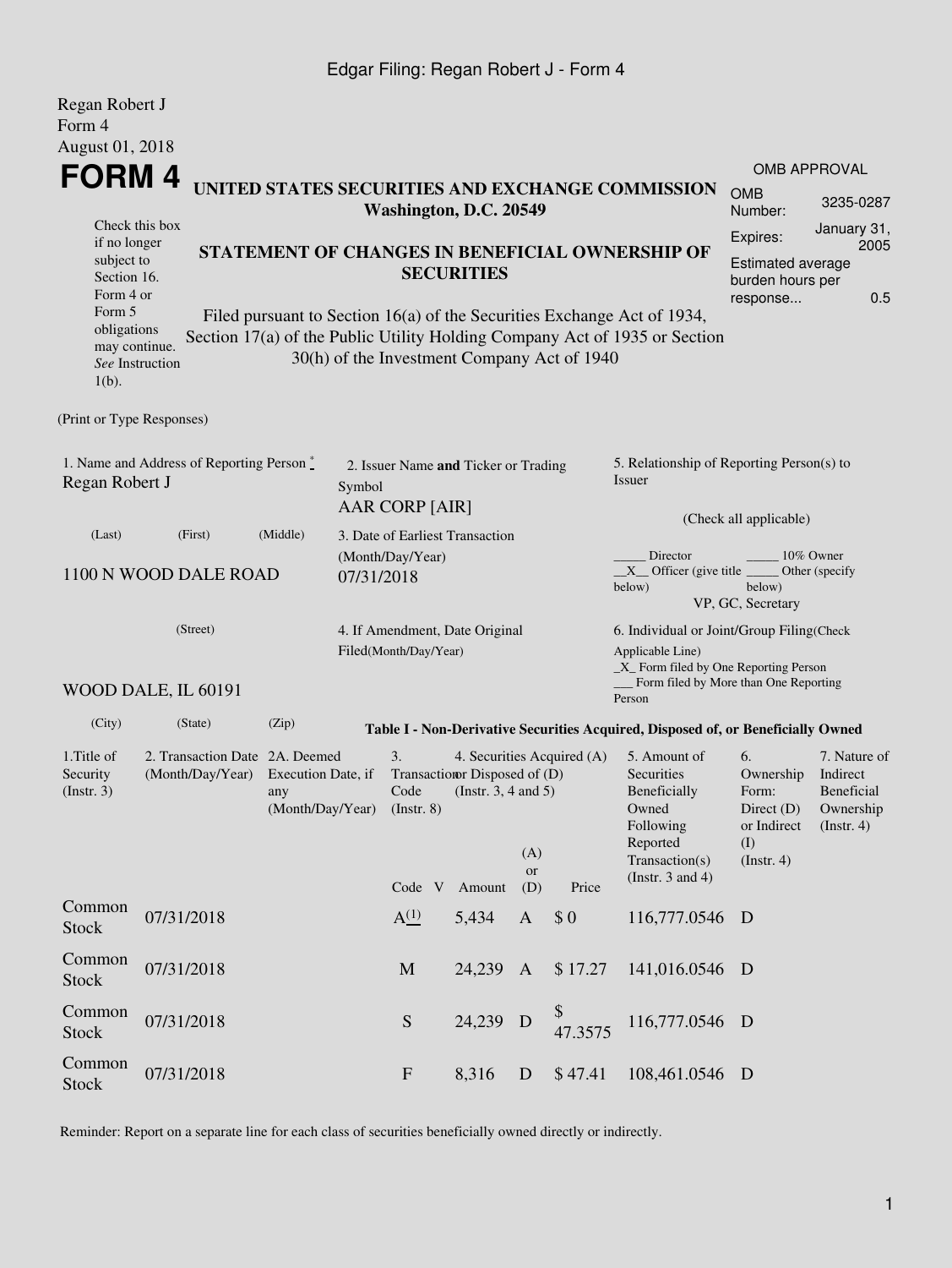Regan Robert J
Form 4
August 01, 2018

# FORM 4

**UNITED STATES SECURITIES AND EXCHANGE COMMISSION**
**Washington, D.C. 20549**

**STATEMENT OF CHANGES IN BENEFICIAL OWNERSHIP OF SECURITIES**

Filed pursuant to Section 16(a) of the Securities Exchange Act of 1934, Section 17(a) of the Public Utility Holding Company Act of 1935 or Section 30(h) of the Investment Company Act of 1940

Check this box if no longer subject to Section 16. Form 4 or Form 5 obligations may continue. *See* Instruction 1(b).

| OMB APPROVAL | |
|---|---|
| OMB Number: | 3235-0287 |
| Expires: | January 31, 2005 |
| Estimated average burden hours per response... | 0.5 |

(Print or Type Responses)

1. Name and Address of Reporting Person *
Regan Robert J

(Last) (First) (Middle)

1100 N WOOD DALE ROAD

(Street)

WOOD DALE, IL 60191

(City) (State) (Zip)

2. Issuer Name **and** Ticker or Trading Symbol
AAR CORP [AIR]

3. Date of Earliest Transaction (Month/Day/Year)
07/31/2018

4. If Amendment, Date Original Filed(Month/Day/Year)

5. Relationship of Reporting Person(s) to Issuer

(Check all applicable)

_____ Director _____ 10% Owner
__X__ Officer (give title below) _____ Other (specify below)
VP, GC, Secretary

6. Individual or Joint/Group Filing(Check Applicable Line)
_X_ Form filed by One Reporting Person
___ Form filed by More than One Reporting Person

**Table I - Non-Derivative Securities Acquired, Disposed of, or Beneficially Owned**

| 1.Title of Security (Instr. 3) | 2. Transaction Date (Month/Day/Year) | 2A. Deemed Execution Date, if any (Month/Day/Year) | 3. Transaction Code (Instr. 8) | | 4. Securities Acquired (A) or Disposed of (D) (Instr. 3, 4 and 5) | | | 5. Amount of Securities Beneficially Owned Following Reported Transaction(s) (Instr. 3 and 4) | 6. Ownership Form: Direct (D) or Indirect (I) (Instr. 4) | 7. Nature of Indirect Beneficial Ownership (Instr. 4) |
|---|---|---|---|---|---|---|---|---|---|---|
| | | | Code | V | Amount | (A) or (D) | Price | | | |
| Common Stock | 07/31/2018 | | A (1) | | 5,434 | A | $ 0 | 116,777.0546 | D | |
| Common Stock | 07/31/2018 | | M | | 24,239 | A | $ 17.27 | 141,016.0546 | D | |
| Common Stock | 07/31/2018 | | S | | 24,239 | D | $ 47.3575 | 116,777.0546 | D | |
| Common Stock | 07/31/2018 | | F | | 8,316 | D | $ 47.41 | 108,461.0546 | D | |

Reminder: Report on a separate line for each class of securities beneficially owned directly or indirectly.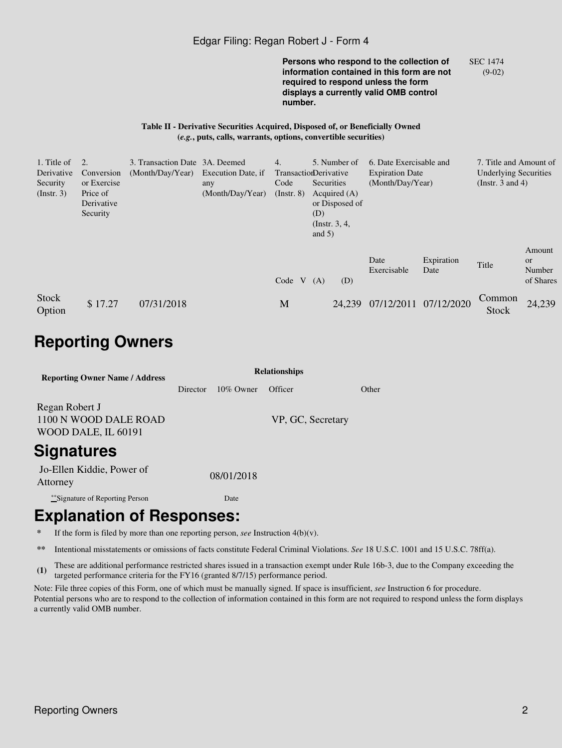**Persons who respond to the collection of information contained in this form are not required to respond unless the form displays a currently valid OMB control number.**

SEC 1474 (9-02)

**Table II - Derivative Securities Acquired, Disposed of, or Beneficially Owned**
**(*e.g.*, puts, calls, warrants, options, convertible securities)**

| 1. Title of Derivative Security (Instr. 3) | 2. Conversion or Exercise Price of Derivative Security | 3. Transaction Date (Month/Day/Year) | 3A. Deemed Execution Date, if any (Month/Day/Year) | 4. Transaction Code (Instr. 8) | | 5. Number of Derivative Securities Acquired (A) or Disposed of (D) (Instr. 3, 4, and 5) | | 6. Date Exercisable and Expiration Date (Month/Day/Year) | | 7. Title and Amount of Underlying Securities (Instr. 3 and 4) | |
|---|---|---|---|---|---|---|---|---|---|---|---|
| | | | | Code | V | (A) | (D) | Date Exercisable | Expiration Date | Title | Amount or Number of Shares |
| Stock Option | $ 17.27 | 07/31/2018 | | M | | | 24,239 | 07/12/2011 | 07/12/2020 | Common Stock | 24,239 |

## Reporting Owners

| Reporting Owner Name / Address | Relationships | | | |
|---|---|---|---|---|
| | Director | 10% Owner | Officer | Other |
| Regan Robert J<br>1100 N WOOD DALE ROAD<br>WOOD DALE, IL 60191 | | | VP, GC, Secretary | |

## Signatures

| | |
|---|---|
| Jo-Ellen Kiddie, Power of Attorney | 08/01/2018 |
| **Signature of Reporting Person | Date |

## Explanation of Responses:

\* If the form is filed by more than one reporting person, *see* Instruction 4(b)(v).

** Intentional misstatements or omissions of facts constitute Federal Criminal Violations. *See* 18 U.S.C. 1001 and 15 U.S.C. 78ff(a).

**(1)** These are additional performance restricted shares issued in a transaction exempt under Rule 16b-3, due to the Company exceeding the targeted performance criteria for the FY16 (granted 8/7/15) performance period.

Note: File three copies of this Form, one of which must be manually signed. If space is insufficient, *see* Instruction 6 for procedure.
Potential persons who are to respond to the collection of information contained in this form are not required to respond unless the form displays a currently valid OMB number.